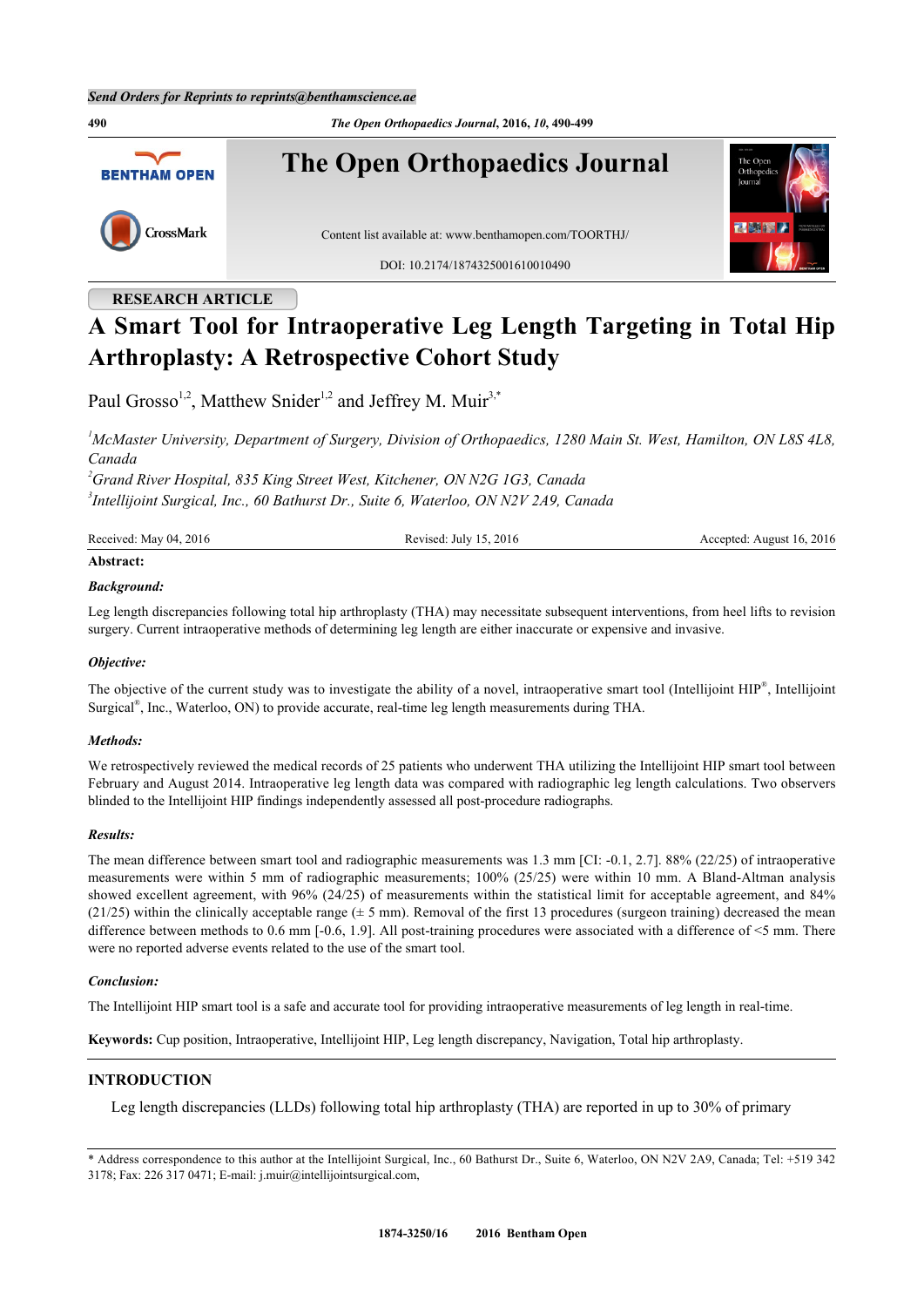# A Smart Tool for Intraoperative Leg Length Targeting in Total Hip Arthroplasty: A Retrospective Cohort Study

Paul Grosso[1,2], Matthew Snider[1,2] and Jeffrey M. Muir[3,*]

*[1]McMaster University, Department of Surgery, Division of Orthopaedics, 1280 Main St. West, Hamilton, ON L8S 4L8, Canada*
*[2]Grand River Hospital, 835 King Street West, Kitchener, ON N2G 1G3, Canada*
*[3]Intellijoint Surgical, Inc., 60 Bathurst Dr., Suite 6, Waterloo, ON N2V 2A9, Canada*

Received: May 04, 2016 Revised: July 15, 2016 Accepted: August 16, 2016

**Abstract:**

***Background:***

Leg length discrepancies following total hip arthroplasty (THA) may necessitate subsequent interventions, from heel lifts to revision surgery. Current intraoperative methods of determining leg length are either inaccurate or expensive and invasive.

***Objective:***

The objective of the current study was to investigate the ability of a novel, intraoperative smart tool (Intellijoint HIP®, Intellijoint Surgical®, Inc., Waterloo, ON) to provide accurate, real-time leg length measurements during THA.

***Methods:***

We retrospectively reviewed the medical records of 25 patients who underwent THA utilizing the Intellijoint HIP smart tool between February and August 2014. Intraoperative leg length data was compared with radiographic leg length calculations. Two observers blinded to the Intellijoint HIP findings independently assessed all post-procedure radiographs.

***Results:***

The mean difference between smart tool and radiographic measurements was 1.3 mm [CI: -0.1, 2.7]. 88% (22/25) of intraoperative measurements were within 5 mm of radiographic measurements; 100% (25/25) were within 10 mm. A Bland-Altman analysis showed excellent agreement, with 96% (24/25) of measurements within the statistical limit for acceptable agreement, and 84% (21/25) within the clinically acceptable range (± 5 mm). Removal of the first 13 procedures (surgeon training) decreased the mean difference between methods to 0.6 mm [-0.6, 1.9]. All post-training procedures were associated with a difference of <5 mm. There were no reported adverse events related to the use of the smart tool.

***Conclusion:***

The Intellijoint HIP smart tool is a safe and accurate tool for providing intraoperative measurements of leg length in real-time.

**Keywords:** Cup position, Intraoperative, Intellijoint HIP, Leg length discrepancy, Navigation, Total hip arthroplasty.

## INTRODUCTION

Leg length discrepancies (LLDs) following total hip arthroplasty (THA) are reported in up to 30% of primary

* Address correspondence to this author at the Intellijoint Surgical, Inc., 60 Bathurst Dr., Suite 6, Waterloo, ON N2V 2A9, Canada; Tel: +519 342 3178; Fax: 226 317 0471; E-mail: j.muir@intellijointsurgical.com,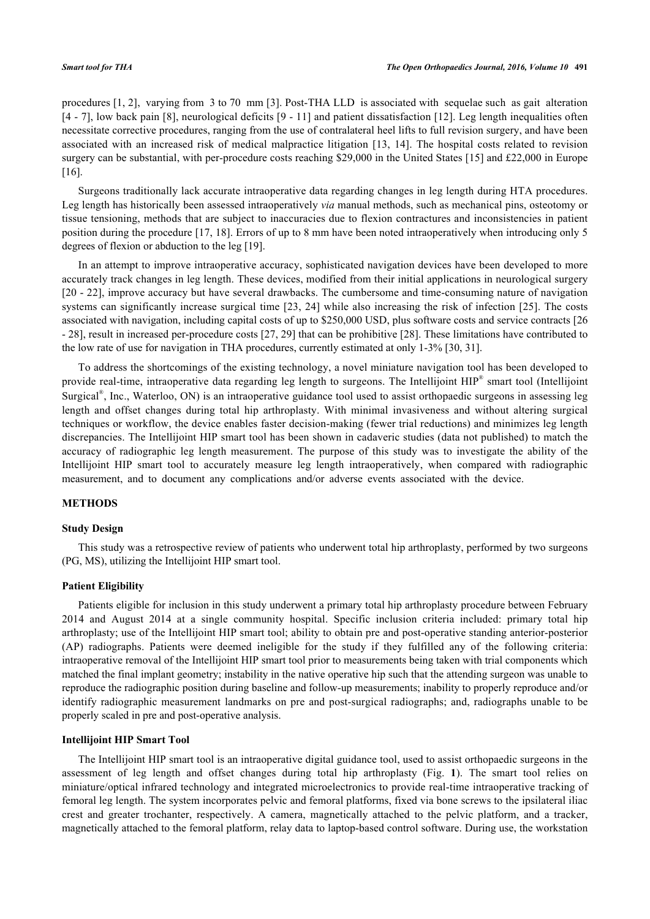procedures [1, 2], varying from 3 to 70 mm [3]. Post-THA LLD is associated with sequelae such as gait alteration [4 - 7], low back pain [8], neurological deficits [9 - 11] and patient dissatisfaction [12]. Leg length inequalities often necessitate corrective procedures, ranging from the use of contralateral heel lifts to full revision surgery, and have been associated with an increased risk of medical malpractice litigation [13, 14]. The hospital costs related to revision surgery can be substantial, with per-procedure costs reaching $29,000 in the United States [15] and £22,000 in Europe [16].

Surgeons traditionally lack accurate intraoperative data regarding changes in leg length during HTA procedures. Leg length has historically been assessed intraoperatively *via* manual methods, such as mechanical pins, osteotomy or tissue tensioning, methods that are subject to inaccuracies due to flexion contractures and inconsistencies in patient position during the procedure [17, 18]. Errors of up to 8 mm have been noted intraoperatively when introducing only 5 degrees of flexion or abduction to the leg [19].

In an attempt to improve intraoperative accuracy, sophisticated navigation devices have been developed to more accurately track changes in leg length. These devices, modified from their initial applications in neurological surgery [20 - 22], improve accuracy but have several drawbacks. The cumbersome and time-consuming nature of navigation systems can significantly increase surgical time [23, 24] while also increasing the risk of infection [25]. The costs associated with navigation, including capital costs of up to $250,000 USD, plus software costs and service contracts [26 - 28], result in increased per-procedure costs [27, 29] that can be prohibitive [28]. These limitations have contributed to the low rate of use for navigation in THA procedures, currently estimated at only 1-3% [30, 31].

To address the shortcomings of the existing technology, a novel miniature navigation tool has been developed to provide real-time, intraoperative data regarding leg length to surgeons. The Intellijoint HIP® smart tool (Intellijoint Surgical®, Inc., Waterloo, ON) is an intraoperative guidance tool used to assist orthopaedic surgeons in assessing leg length and offset changes during total hip arthroplasty. With minimal invasiveness and without altering surgical techniques or workflow, the device enables faster decision-making (fewer trial reductions) and minimizes leg length discrepancies. The Intellijoint HIP smart tool has been shown in cadaveric studies (data not published) to match the accuracy of radiographic leg length measurement. The purpose of this study was to investigate the ability of the Intellijoint HIP smart tool to accurately measure leg length intraoperatively, when compared with radiographic measurement, and to document any complications and/or adverse events associated with the device.

## METHODS

### Study Design

This study was a retrospective review of patients who underwent total hip arthroplasty, performed by two surgeons (PG, MS), utilizing the Intellijoint HIP smart tool.

### Patient Eligibility

Patients eligible for inclusion in this study underwent a primary total hip arthroplasty procedure between February 2014 and August 2014 at a single community hospital. Specific inclusion criteria included: primary total hip arthroplasty; use of the Intellijoint HIP smart tool; ability to obtain pre and post-operative standing anterior-posterior (AP) radiographs. Patients were deemed ineligible for the study if they fulfilled any of the following criteria: intraoperative removal of the Intellijoint HIP smart tool prior to measurements being taken with trial components which matched the final implant geometry; instability in the native operative hip such that the attending surgeon was unable to reproduce the radiographic position during baseline and follow-up measurements; inability to properly reproduce and/or identify radiographic measurement landmarks on pre and post-surgical radiographs; and, radiographs unable to be properly scaled in pre and post-operative analysis.

### Intellijoint HIP Smart Tool

The Intellijoint HIP smart tool is an intraoperative digital guidance tool, used to assist orthopaedic surgeons in the assessment of leg length and offset changes during total hip arthroplasty (Fig. **1**). The smart tool relies on miniature/optical infrared technology and integrated microelectronics to provide real-time intraoperative tracking of femoral leg length. The system incorporates pelvic and femoral platforms, fixed via bone screws to the ipsilateral iliac crest and greater trochanter, respectively. A camera, magnetically attached to the pelvic platform, and a tracker, magnetically attached to the femoral platform, relay data to laptop-based control software. During use, the workstation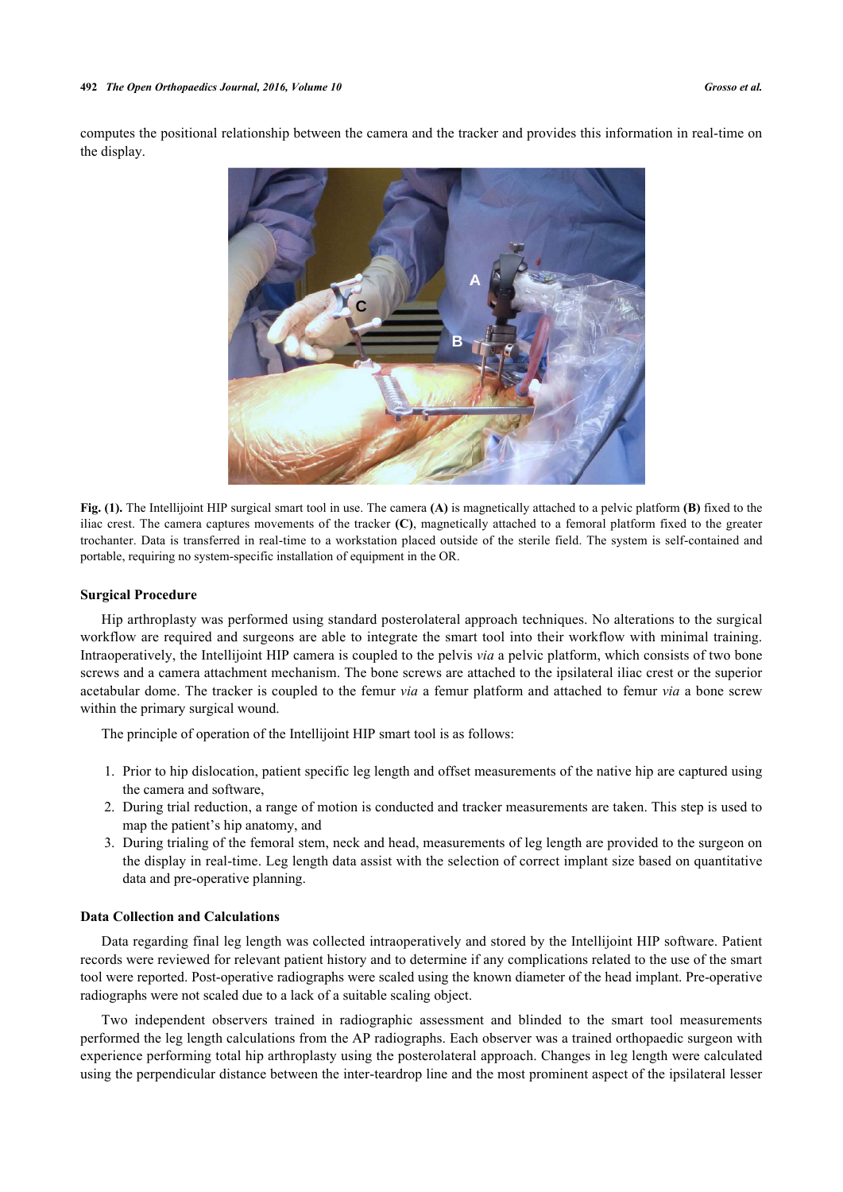computes the positional relationship between the camera and the tracker and provides this information in real-time on the display.

**Fig. (1).** The Intellijoint HIP surgical smart tool in use. The camera **(A)** is magnetically attached to a pelvic platform **(B)** fixed to the iliac crest. The camera captures movements of the tracker **(C)**, magnetically attached to a femoral platform fixed to the greater trochanter. Data is transferred in real-time to a workstation placed outside of the sterile field. The system is self-contained and portable, requiring no system-specific installation of equipment in the OR.

### Surgical Procedure

Hip arthroplasty was performed using standard posterolateral approach techniques. No alterations to the surgical workflow are required and surgeons are able to integrate the smart tool into their workflow with minimal training. Intraoperatively, the Intellijoint HIP camera is coupled to the pelvis *via* a pelvic platform, which consists of two bone screws and a camera attachment mechanism. The bone screws are attached to the ipsilateral iliac crest or the superior acetabular dome. The tracker is coupled to the femur *via* a femur platform and attached to femur *via* a bone screw within the primary surgical wound.

The principle of operation of the Intellijoint HIP smart tool is as follows:

1. Prior to hip dislocation, patient specific leg length and offset measurements of the native hip are captured using the camera and software,
2. During trial reduction, a range of motion is conducted and tracker measurements are taken. This step is used to map the patient's hip anatomy, and
3. During trialing of the femoral stem, neck and head, measurements of leg length are provided to the surgeon on the display in real-time. Leg length data assist with the selection of correct implant size based on quantitative data and pre-operative planning.

### Data Collection and Calculations

Data regarding final leg length was collected intraoperatively and stored by the Intellijoint HIP software. Patient records were reviewed for relevant patient history and to determine if any complications related to the use of the smart tool were reported. Post-operative radiographs were scaled using the known diameter of the head implant. Pre-operative radiographs were not scaled due to a lack of a suitable scaling object.

Two independent observers trained in radiographic assessment and blinded to the smart tool measurements performed the leg length calculations from the AP radiographs. Each observer was a trained orthopaedic surgeon with experience performing total hip arthroplasty using the posterolateral approach. Changes in leg length were calculated using the perpendicular distance between the inter-teardrop line and the most prominent aspect of the ipsilateral lesser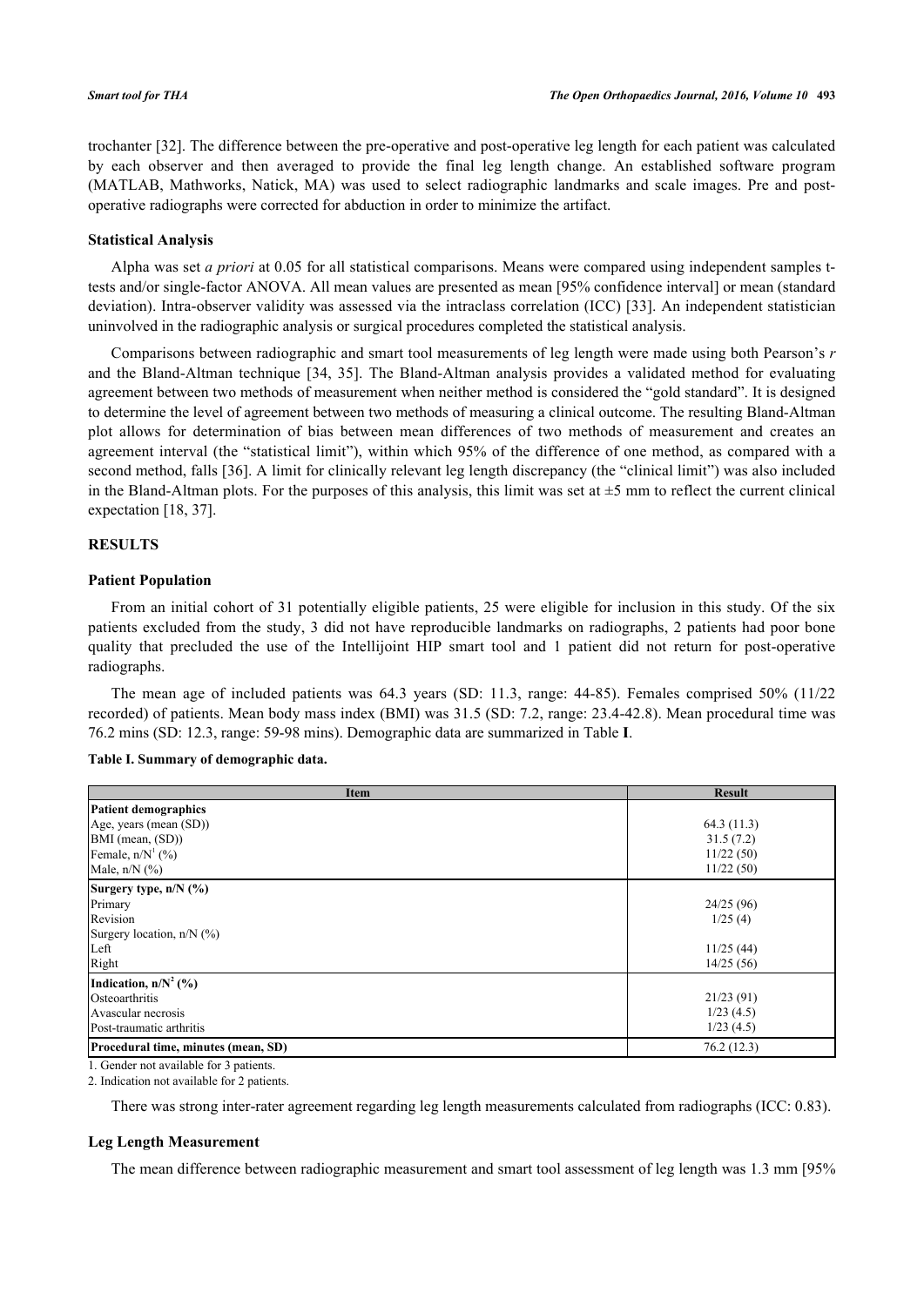trochanter [32]. The difference between the pre-operative and post-operative leg length for each patient was calculated by each observer and then averaged to provide the final leg length change. An established software program (MATLAB, Mathworks, Natick, MA) was used to select radiographic landmarks and scale images. Pre and post-operative radiographs were corrected for abduction in order to minimize the artifact.

### Statistical Analysis

Alpha was set *a priori* at 0.05 for all statistical comparisons. Means were compared using independent samples t-tests and/or single-factor ANOVA. All mean values are presented as mean [95% confidence interval] or mean (standard deviation). Intra-observer validity was assessed via the intraclass correlation (ICC) [33]. An independent statistician uninvolved in the radiographic analysis or surgical procedures completed the statistical analysis.

Comparisons between radiographic and smart tool measurements of leg length were made using both Pearson's $r$ and the Bland-Altman technique [34, 35]. The Bland-Altman analysis provides a validated method for evaluating agreement between two methods of measurement when neither method is considered the "gold standard". It is designed to determine the level of agreement between two methods of measuring a clinical outcome. The resulting Bland-Altman plot allows for determination of bias between mean differences of two methods of measurement and creates an agreement interval (the "statistical limit"), within which 95% of the difference of one method, as compared with a second method, falls [36]. A limit for clinically relevant leg length discrepancy (the "clinical limit") was also included in the Bland-Altman plots. For the purposes of this analysis, this limit was set at ±5 mm to reflect the current clinical expectation [18, 37].

## RESULTS

### Patient Population

From an initial cohort of 31 potentially eligible patients, 25 were eligible for inclusion in this study. Of the six patients excluded from the study, 3 did not have reproducible landmarks on radiographs, 2 patients had poor bone quality that precluded the use of the Intellijoint HIP smart tool and 1 patient did not return for post-operative radiographs.

The mean age of included patients was 64.3 years (SD: 11.3, range: 44-85). Females comprised 50% (11/22 recorded) of patients. Mean body mass index (BMI) was 31.5 (SD: 7.2, range: 23.4-42.8). Mean procedural time was 76.2 mins (SD: 12.3, range: 59-98 mins). Demographic data are summarized in Table **I**.

**Table I. Summary of demographic data.**

| Item | Result |
|---|---|
| **Patient demographics** | |
| Age, years (mean (SD)) | 64.3 (11.3) |
| BMI (mean, (SD)) | 31.5 (7.2) |
| Female, n/N[1] (%) | 11/22 (50) |
| Male, n/N (%) | 11/22 (50) |
| **Surgery type, n/N (%)** | |
| Primary | 24/25 (96) |
| Revision | 1/25 (4) |
| Surgery location, n/N (%) | |
| Left | 11/25 (44) |
| Right | 14/25 (56) |
| **Indication, n/N[2] (%)** | |
| Osteoarthritis | 21/23 (91) |
| Avascular necrosis | 1/23 (4.5) |
| Post-traumatic arthritis | 1/23 (4.5) |
| **Procedural time, minutes (mean, SD)** | 76.2 (12.3) |

1. Gender not available for 3 patients.
2. Indication not available for 2 patients.

There was strong inter-rater agreement regarding leg length measurements calculated from radiographs (ICC: 0.83).

### Leg Length Measurement

The mean difference between radiographic measurement and smart tool assessment of leg length was 1.3 mm [95%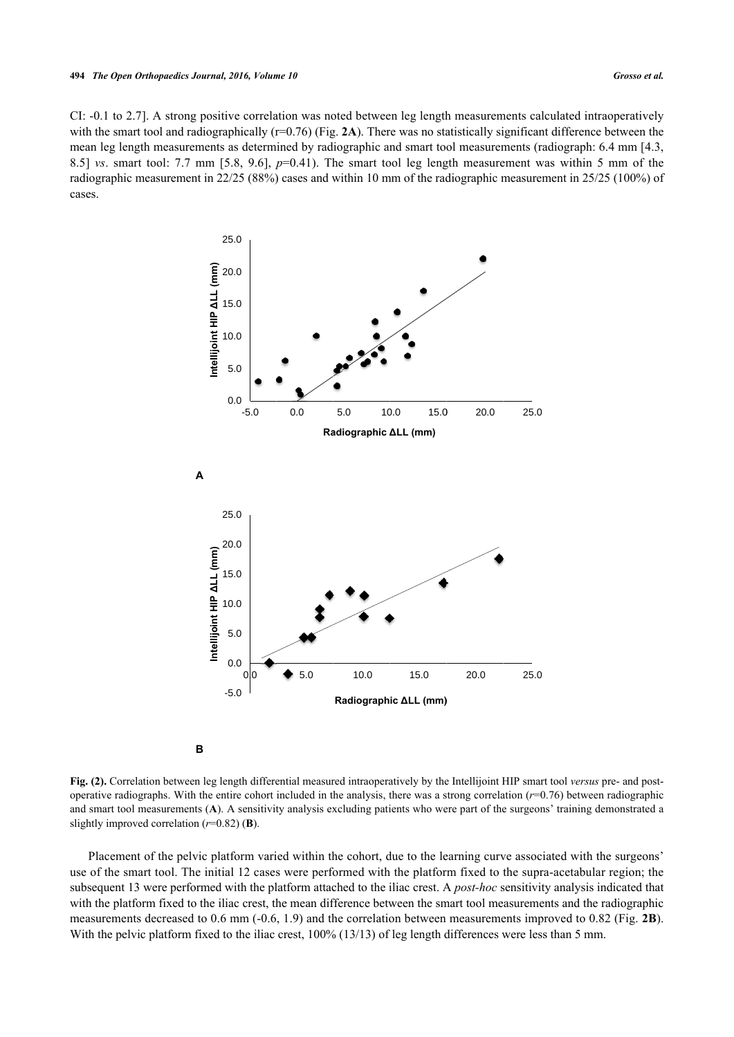CI: -0.1 to 2.7]. A strong positive correlation was noted between leg length measurements calculated intraoperatively with the smart tool and radiographically (r=0.76) (Fig. **2A**). There was no statistically significant difference between the mean leg length measurements as determined by radiographic and smart tool measurements (radiograph: 6.4 mm [4.3, 8.5] *vs*. smart tool: 7.7 mm [5.8, 9.6], *p*=0.41). The smart tool leg length measurement was within 5 mm of the radiographic measurement in 22/25 (88%) cases and within 10 mm of the radiographic measurement in 25/25 (100%) of cases.

**Fig. (2).** Correlation between leg length differential measured intraoperatively by the Intellijoint HIP smart tool *versus* pre- and post-operative radiographs. With the entire cohort included in the analysis, there was a strong correlation (*r*=0.76) between radiographic and smart tool measurements (**A**). A sensitivity analysis excluding patients who were part of the surgeons' training demonstrated a slightly improved correlation (*r*=0.82) (**B**).

Placement of the pelvic platform varied within the cohort, due to the learning curve associated with the surgeons' use of the smart tool. The initial 12 cases were performed with the platform fixed to the supra-acetabular region; the subsequent 13 were performed with the platform attached to the iliac crest. A *post-hoc* sensitivity analysis indicated that with the platform fixed to the iliac crest, the mean difference between the smart tool measurements and the radiographic measurements decreased to 0.6 mm (-0.6, 1.9) and the correlation between measurements improved to 0.82 (Fig. **2B**). With the pelvic platform fixed to the iliac crest, 100% (13/13) of leg length differences were less than 5 mm.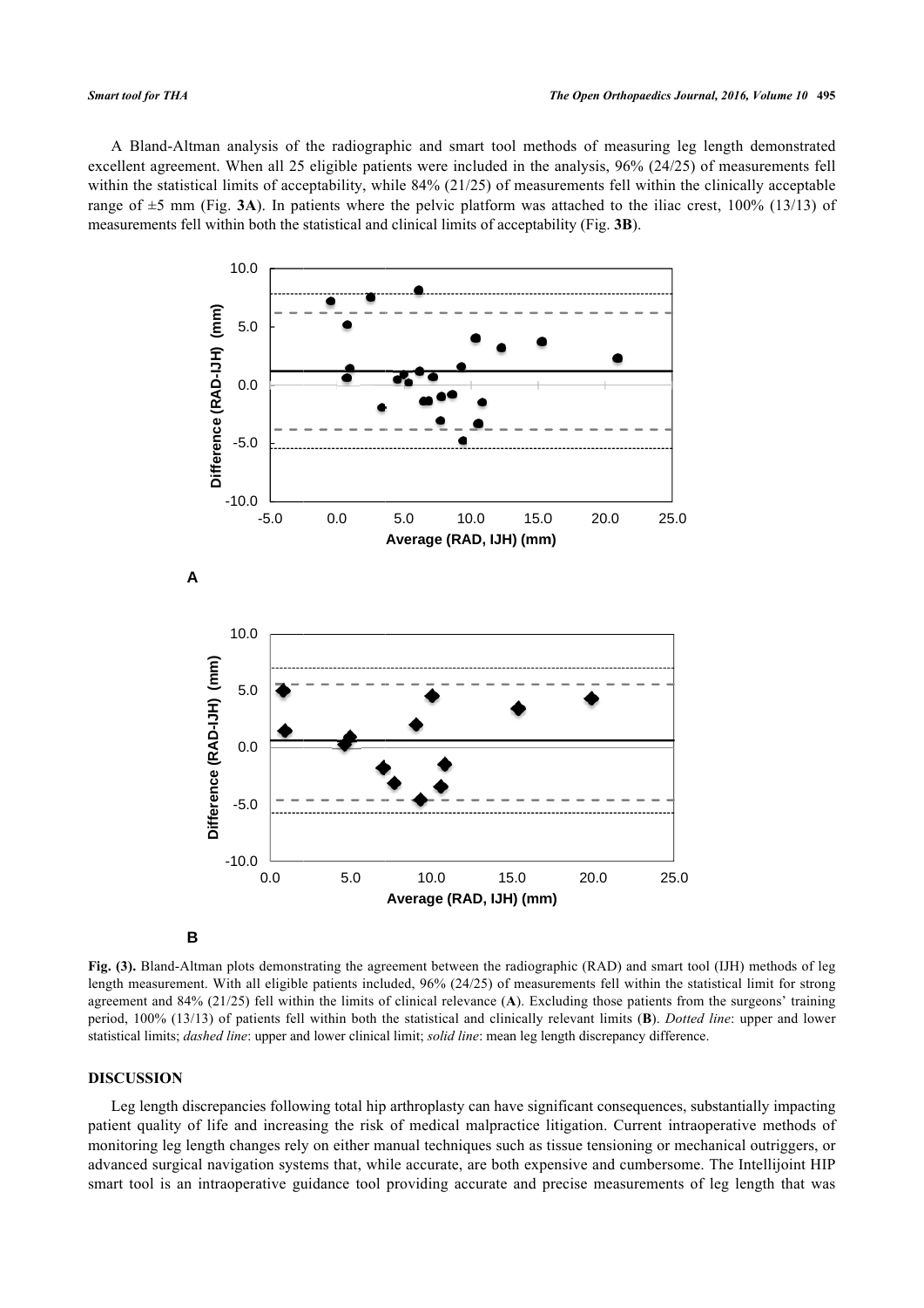A Bland-Altman analysis of the radiographic and smart tool methods of measuring leg length demonstrated excellent agreement. When all 25 eligible patients were included in the analysis, 96% (24/25) of measurements fell within the statistical limits of acceptability, while 84% (21/25) of measurements fell within the clinically acceptable range of ±5 mm (Fig. **3A**). In patients where the pelvic platform was attached to the iliac crest, 100% (13/13) of measurements fell within both the statistical and clinical limits of acceptability (Fig. **3B**).

**Fig. (3).** Bland-Altman plots demonstrating the agreement between the radiographic (RAD) and smart tool (IJH) methods of leg length measurement. With all eligible patients included, 96% (24/25) of measurements fell within the statistical limit for strong agreement and 84% (21/25) fell within the limits of clinical relevance (**A**). Excluding those patients from the surgeons' training period, 100% (13/13) of patients fell within both the statistical and clinically relevant limits (**B**). *Dotted line*: upper and lower statistical limits; *dashed line*: upper and lower clinical limit; *solid line*: mean leg length discrepancy difference.

## DISCUSSION

Leg length discrepancies following total hip arthroplasty can have significant consequences, substantially impacting patient quality of life and increasing the risk of medical malpractice litigation. Current intraoperative methods of monitoring leg length changes rely on either manual techniques such as tissue tensioning or mechanical outriggers, or advanced surgical navigation systems that, while accurate, are both expensive and cumbersome. The Intellijoint HIP smart tool is an intraoperative guidance tool providing accurate and precise measurements of leg length that was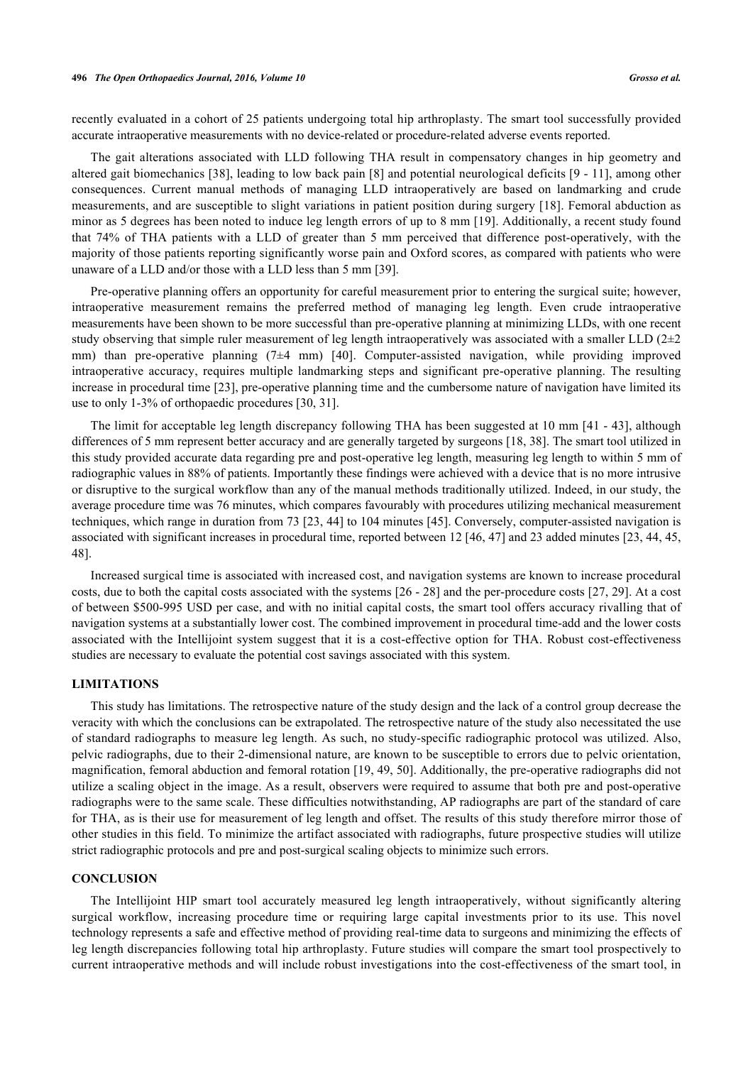recently evaluated in a cohort of 25 patients undergoing total hip arthroplasty. The smart tool successfully provided accurate intraoperative measurements with no device-related or procedure-related adverse events reported.

The gait alterations associated with LLD following THA result in compensatory changes in hip geometry and altered gait biomechanics [38], leading to low back pain [8] and potential neurological deficits [9 - 11], among other consequences. Current manual methods of managing LLD intraoperatively are based on landmarking and crude measurements, and are susceptible to slight variations in patient position during surgery [18]. Femoral abduction as minor as 5 degrees has been noted to induce leg length errors of up to 8 mm [19]. Additionally, a recent study found that 74% of THA patients with a LLD of greater than 5 mm perceived that difference post-operatively, with the majority of those patients reporting significantly worse pain and Oxford scores, as compared with patients who were unaware of a LLD and/or those with a LLD less than 5 mm [39].

Pre-operative planning offers an opportunity for careful measurement prior to entering the surgical suite; however, intraoperative measurement remains the preferred method of managing leg length. Even crude intraoperative measurements have been shown to be more successful than pre-operative planning at minimizing LLDs, with one recent study observing that simple ruler measurement of leg length intraoperatively was associated with a smaller LLD (2±2 mm) than pre-operative planning (7±4 mm) [40]. Computer-assisted navigation, while providing improved intraoperative accuracy, requires multiple landmarking steps and significant pre-operative planning. The resulting increase in procedural time [23], pre-operative planning time and the cumbersome nature of navigation have limited its use to only 1-3% of orthopaedic procedures [30, 31].

The limit for acceptable leg length discrepancy following THA has been suggested at 10 mm [41 - 43], although differences of 5 mm represent better accuracy and are generally targeted by surgeons [18, 38]. The smart tool utilized in this study provided accurate data regarding pre and post-operative leg length, measuring leg length to within 5 mm of radiographic values in 88% of patients. Importantly these findings were achieved with a device that is no more intrusive or disruptive to the surgical workflow than any of the manual methods traditionally utilized. Indeed, in our study, the average procedure time was 76 minutes, which compares favourably with procedures utilizing mechanical measurement techniques, which range in duration from 73 [23, 44] to 104 minutes [45]. Conversely, computer-assisted navigation is associated with significant increases in procedural time, reported between 12 [46, 47] and 23 added minutes [23, 44, 45, 48].

Increased surgical time is associated with increased cost, and navigation systems are known to increase procedural costs, due to both the capital costs associated with the systems [26 - 28] and the per-procedure costs [27, 29]. At a cost of between $500-995 USD per case, and with no initial capital costs, the smart tool offers accuracy rivalling that of navigation systems at a substantially lower cost. The combined improvement in procedural time-add and the lower costs associated with the Intellijoint system suggest that it is a cost-effective option for THA. Robust cost-effectiveness studies are necessary to evaluate the potential cost savings associated with this system.

## LIMITATIONS

This study has limitations. The retrospective nature of the study design and the lack of a control group decrease the veracity with which the conclusions can be extrapolated. The retrospective nature of the study also necessitated the use of standard radiographs to measure leg length. As such, no study-specific radiographic protocol was utilized. Also, pelvic radiographs, due to their 2-dimensional nature, are known to be susceptible to errors due to pelvic orientation, magnification, femoral abduction and femoral rotation [19, 49, 50]. Additionally, the pre-operative radiographs did not utilize a scaling object in the image. As a result, observers were required to assume that both pre and post-operative radiographs were to the same scale. These difficulties notwithstanding, AP radiographs are part of the standard of care for THA, as is their use for measurement of leg length and offset. The results of this study therefore mirror those of other studies in this field. To minimize the artifact associated with radiographs, future prospective studies will utilize strict radiographic protocols and pre and post-surgical scaling objects to minimize such errors.

## CONCLUSION

The Intellijoint HIP smart tool accurately measured leg length intraoperatively, without significantly altering surgical workflow, increasing procedure time or requiring large capital investments prior to its use. This novel technology represents a safe and effective method of providing real-time data to surgeons and minimizing the effects of leg length discrepancies following total hip arthroplasty. Future studies will compare the smart tool prospectively to current intraoperative methods and will include robust investigations into the cost-effectiveness of the smart tool, in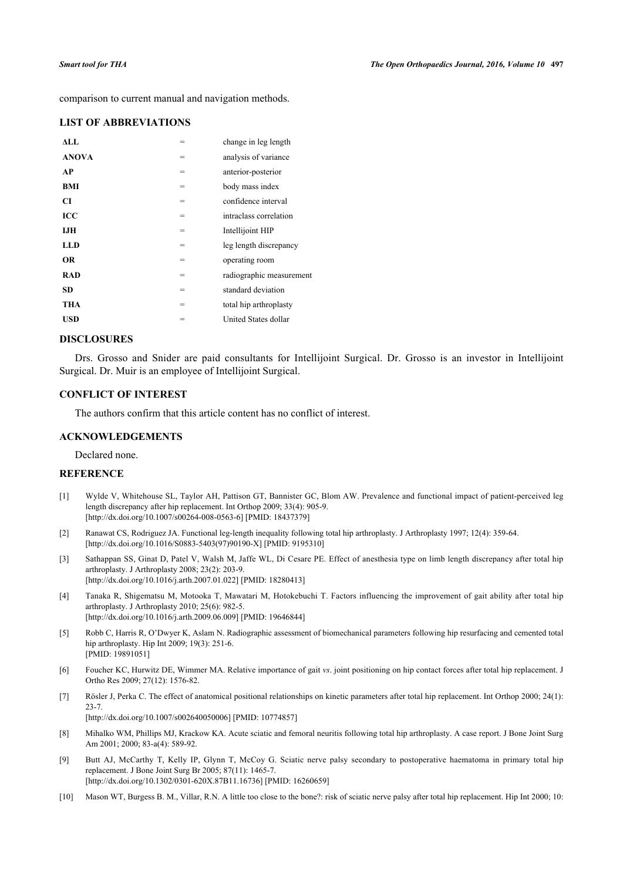comparison to current manual and navigation methods.

## LIST OF ABBREVIATIONS

| | | |
|---|---|---|
| **ΔLL** | = | change in leg length |
| **ANOVA** | = | analysis of variance |
| **AP** | = | anterior-posterior |
| **BMI** | = | body mass index |
| **CI** | = | confidence interval |
| **ICC** | = | intraclass correlation |
| **IJH** | = | Intellijoint HIP |
| **LLD** | = | leg length discrepancy |
| **OR** | = | operating room |
| **RAD** | = | radiographic measurement |
| **SD** | = | standard deviation |
| **THA** | = | total hip arthroplasty |
| **USD** | = | United States dollar |

## DISCLOSURES

Drs. Grosso and Snider are paid consultants for Intellijoint Surgical. Dr. Grosso is an investor in Intellijoint Surgical. Dr. Muir is an employee of Intellijoint Surgical.

## CONFLICT OF INTEREST

The authors confirm that this article content has no conflict of interest.

## ACKNOWLEDGEMENTS

Declared none.

## REFERENCE

[1] Wylde V, Whitehouse SL, Taylor AH, Pattison GT, Bannister GC, Blom AW. Prevalence and functional impact of patient-perceived leg length discrepancy after hip replacement. Int Orthop 2009; 33(4): 905-9. [http://dx.doi.org/10.1007/s00264-008-0563-6] [PMID: 18437379]

[2] Ranawat CS, Rodriguez JA. Functional leg-length inequality following total hip arthroplasty. J Arthroplasty 1997; 12(4): 359-64. [http://dx.doi.org/10.1016/S0883-5403(97)90190-X] [PMID: 9195310]

[3] Sathappan SS, Ginat D, Patel V, Walsh M, Jaffe WL, Di Cesare PE. Effect of anesthesia type on limb length discrepancy after total hip arthroplasty. J Arthroplasty 2008; 23(2): 203-9. [http://dx.doi.org/10.1016/j.arth.2007.01.022] [PMID: 18280413]

[4] Tanaka R, Shigematsu M, Motooka T, Mawatari M, Hotokebuchi T. Factors influencing the improvement of gait ability after total hip arthroplasty. J Arthroplasty 2010; 25(6): 982-5. [http://dx.doi.org/10.1016/j.arth.2009.06.009] [PMID: 19646844]

[5] Robb C, Harris R, O'Dwyer K, Aslam N. Radiographic assessment of biomechanical parameters following hip resurfacing and cemented total hip arthroplasty. Hip Int 2009; 19(3): 251-6. [PMID: 19891051]

[6] Foucher KC, Hurwitz DE, Wimmer MA. Relative importance of gait *vs*. joint positioning on hip contact forces after total hip replacement. J Ortho Res 2009; 27(12): 1576-82.

[7] Rösler J, Perka C. The effect of anatomical positional relationships on kinetic parameters after total hip replacement. Int Orthop 2000; 24(1): 23-7. [http://dx.doi.org/10.1007/s002640050006] [PMID: 10774857]

[8] Mihalko WM, Phillips MJ, Krackow KA. Acute sciatic and femoral neuritis following total hip arthroplasty. A case report. J Bone Joint Surg Am 2001; 2000; 83-a(4): 589-92.

[9] Butt AJ, McCarthy T, Kelly IP, Glynn T, McCoy G. Sciatic nerve palsy secondary to postoperative haematoma in primary total hip replacement. J Bone Joint Surg Br 2005; 87(11): 1465-7. [http://dx.doi.org/10.1302/0301-620X.87B11.16736] [PMID: 16260659]

[10] Mason WT, Burgess B. M., Villar, R.N. A little too close to the bone?: risk of sciatic nerve palsy after total hip replacement. Hip Int 2000; 10: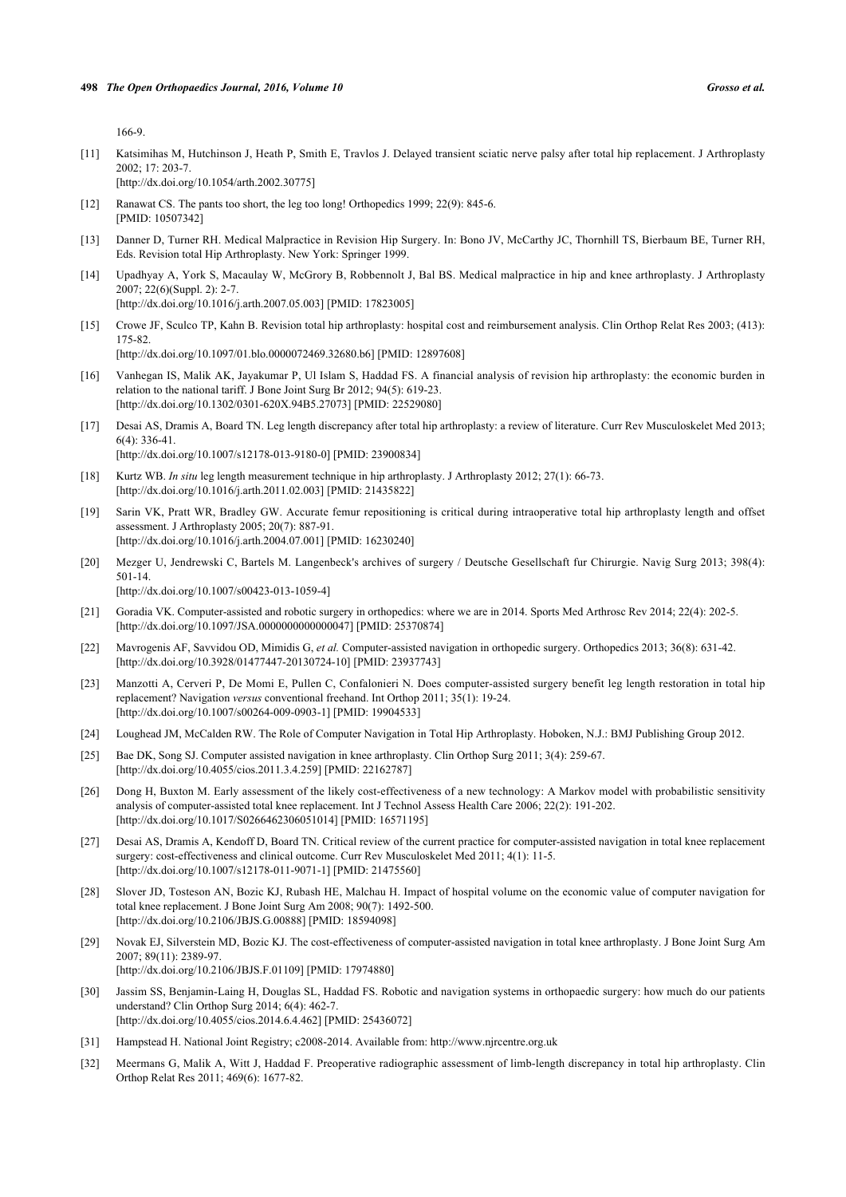166-9.

[11] Katsimihas M, Hutchinson J, Heath P, Smith E, Travlos J. Delayed transient sciatic nerve palsy after total hip replacement. J Arthroplasty 2002; 17: 203-7.
[http://dx.doi.org/10.1054/arth.2002.30775]

[12] Ranawat CS. The pants too short, the leg too long! Orthopedics 1999; 22(9): 845-6.
[PMID: 10507342]

[13] Danner D, Turner RH. Medical Malpractice in Revision Hip Surgery. In: Bono JV, McCarthy JC, Thornhill TS, Bierbaum BE, Turner RH, Eds. Revision total Hip Arthroplasty. New York: Springer 1999.

[14] Upadhyay A, York S, Macaulay W, McGrory B, Robbennolt J, Bal BS. Medical malpractice in hip and knee arthroplasty. J Arthroplasty 2007; 22(6)(Suppl. 2): 2-7.
[http://dx.doi.org/10.1016/j.arth.2007.05.003] [PMID: 17823005]

[15] Crowe JF, Sculco TP, Kahn B. Revision total hip arthroplasty: hospital cost and reimbursement analysis. Clin Orthop Relat Res 2003; (413): 175-82.
[http://dx.doi.org/10.1097/01.blo.0000072469.32680.b6] [PMID: 12897608]

[16] Vanhegan IS, Malik AK, Jayakumar P, Ul Islam S, Haddad FS. A financial analysis of revision hip arthroplasty: the economic burden in relation to the national tariff. J Bone Joint Surg Br 2012; 94(5): 619-23.
[http://dx.doi.org/10.1302/0301-620X.94B5.27073] [PMID: 22529080]

[17] Desai AS, Dramis A, Board TN. Leg length discrepancy after total hip arthroplasty: a review of literature. Curr Rev Musculoskelet Med 2013; 6(4): 336-41.
[http://dx.doi.org/10.1007/s12178-013-9180-0] [PMID: 23900834]

[18] Kurtz WB. *In situ* leg length measurement technique in hip arthroplasty. J Arthroplasty 2012; 27(1): 66-73.
[http://dx.doi.org/10.1016/j.arth.2011.02.003] [PMID: 21435822]

[19] Sarin VK, Pratt WR, Bradley GW. Accurate femur repositioning is critical during intraoperative total hip arthroplasty length and offset assessment. J Arthroplasty 2005; 20(7): 887-91.
[http://dx.doi.org/10.1016/j.arth.2004.07.001] [PMID: 16230240]

[20] Mezger U, Jendrewski C, Bartels M. Langenbeck's archives of surgery / Deutsche Gesellschaft fur Chirurgie. Navig Surg 2013; 398(4): 501-14.
[http://dx.doi.org/10.1007/s00423-013-1059-4]

[21] Goradia VK. Computer-assisted and robotic surgery in orthopedics: where we are in 2014. Sports Med Arthrosc Rev 2014; 22(4): 202-5.
[http://dx.doi.org/10.1097/JSA.0000000000000047] [PMID: 25370874]

[22] Mavrogenis AF, Savvidou OD, Mimidis G, *et al.* Computer-assisted navigation in orthopedic surgery. Orthopedics 2013; 36(8): 631-42.
[http://dx.doi.org/10.3928/01477447-20130724-10] [PMID: 23937743]

[23] Manzotti A, Cerveri P, De Momi E, Pullen C, Confalonieri N. Does computer-assisted surgery benefit leg length restoration in total hip replacement? Navigation *versus* conventional freehand. Int Orthop 2011; 35(1): 19-24.
[http://dx.doi.org/10.1007/s00264-009-0903-1] [PMID: 19904533]

[24] Loughead JM, McCalden RW. The Role of Computer Navigation in Total Hip Arthroplasty. Hoboken, N.J.: BMJ Publishing Group 2012.

[25] Bae DK, Song SJ. Computer assisted navigation in knee arthroplasty. Clin Orthop Surg 2011; 3(4): 259-67.
[http://dx.doi.org/10.4055/cios.2011.3.4.259] [PMID: 22162787]

[26] Dong H, Buxton M. Early assessment of the likely cost-effectiveness of a new technology: A Markov model with probabilistic sensitivity analysis of computer-assisted total knee replacement. Int J Technol Assess Health Care 2006; 22(2): 191-202.
[http://dx.doi.org/10.1017/S0266462306051014] [PMID: 16571195]

[27] Desai AS, Dramis A, Kendoff D, Board TN. Critical review of the current practice for computer-assisted navigation in total knee replacement surgery: cost-effectiveness and clinical outcome. Curr Rev Musculoskelet Med 2011; 4(1): 11-5.
[http://dx.doi.org/10.1007/s12178-011-9071-1] [PMID: 21475560]

[28] Slover JD, Tosteson AN, Bozic KJ, Rubash HE, Malchau H. Impact of hospital volume on the economic value of computer navigation for total knee replacement. J Bone Joint Surg Am 2008; 90(7): 1492-500.
[http://dx.doi.org/10.2106/JBJS.G.00888] [PMID: 18594098]

[29] Novak EJ, Silverstein MD, Bozic KJ. The cost-effectiveness of computer-assisted navigation in total knee arthroplasty. J Bone Joint Surg Am 2007; 89(11): 2389-97.
[http://dx.doi.org/10.2106/JBJS.F.01109] [PMID: 17974880]

[30] Jassim SS, Benjamin-Laing H, Douglas SL, Haddad FS. Robotic and navigation systems in orthopaedic surgery: how much do our patients understand? Clin Orthop Surg 2014; 6(4): 462-7.
[http://dx.doi.org/10.4055/cios.2014.6.4.462] [PMID: 25436072]

[31] Hampstead H. National Joint Registry; c2008-2014. Available from: http://www.njrcentre.org.uk

[32] Meermans G, Malik A, Witt J, Haddad F. Preoperative radiographic assessment of limb-length discrepancy in total hip arthroplasty. Clin Orthop Relat Res 2011; 469(6): 1677-82.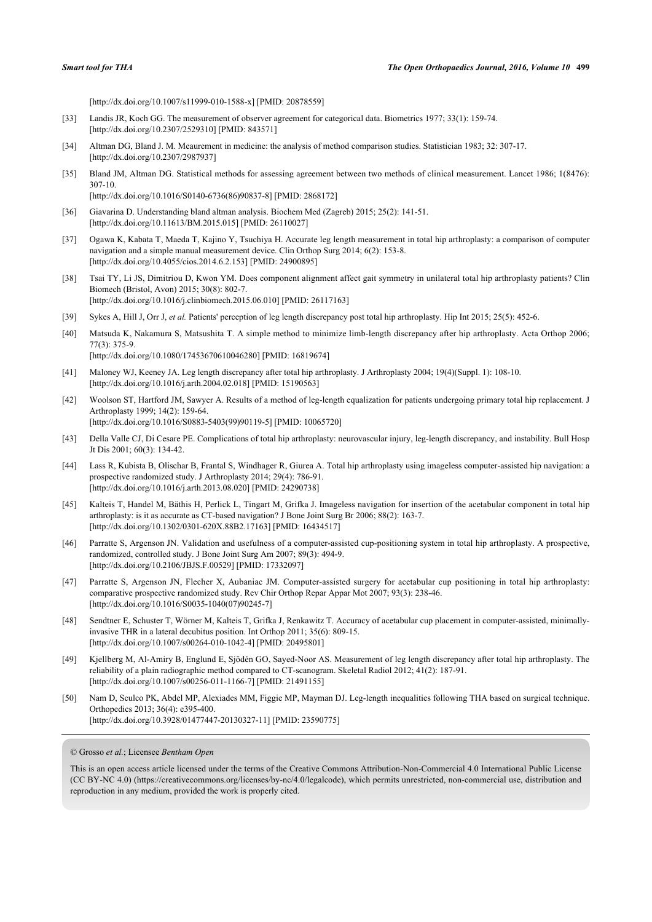[http://dx.doi.org/10.1007/s11999-010-1588-x] [PMID: 20878559]

[33] Landis JR, Koch GG. The measurement of observer agreement for categorical data. Biometrics 1977; 33(1): 159-74. [http://dx.doi.org/10.2307/2529310] [PMID: 843571]

[34] Altman DG, Bland J. M. Meaurement in medicine: the analysis of method comparison studies. Statistician 1983; 32: 307-17. [http://dx.doi.org/10.2307/2987937]

[35] Bland JM, Altman DG. Statistical methods for assessing agreement between two methods of clinical measurement. Lancet 1986; 1(8476): 307-10.
[http://dx.doi.org/10.1016/S0140-6736(86)90837-8] [PMID: 2868172]

[36] Giavarina D. Understanding bland altman analysis. Biochem Med (Zagreb) 2015; 25(2): 141-51. [http://dx.doi.org/10.11613/BM.2015.015] [PMID: 26110027]

[37] Ogawa K, Kabata T, Maeda T, Kajino Y, Tsuchiya H. Accurate leg length measurement in total hip arthroplasty: a comparison of computer navigation and a simple manual measurement device. Clin Orthop Surg 2014; 6(2): 153-8. [http://dx.doi.org/10.4055/cios.2014.6.2.153] [PMID: 24900895]

[38] Tsai TY, Li JS, Dimitriou D, Kwon YM. Does component alignment affect gait symmetry in unilateral total hip arthroplasty patients? Clin Biomech (Bristol, Avon) 2015; 30(8): 802-7. [http://dx.doi.org/10.1016/j.clinbiomech.2015.06.010] [PMID: 26117163]

[39] Sykes A, Hill J, Orr J, *et al.* Patients' perception of leg length discrepancy post total hip arthroplasty. Hip Int 2015; 25(5): 452-6.

[40] Matsuda K, Nakamura S, Matsushita T. A simple method to minimize limb-length discrepancy after hip arthroplasty. Acta Orthop 2006; 77(3): 375-9.
[http://dx.doi.org/10.1080/17453670610046280] [PMID: 16819674]

[41] Maloney WJ, Keeney JA. Leg length discrepancy after total hip arthroplasty. J Arthroplasty 2004; 19(4)(Suppl. 1): 108-10. [http://dx.doi.org/10.1016/j.arth.2004.02.018] [PMID: 15190563]

[42] Woolson ST, Hartford JM, Sawyer A. Results of a method of leg-length equalization for patients undergoing primary total hip replacement. J Arthroplasty 1999; 14(2): 159-64.
[http://dx.doi.org/10.1016/S0883-5403(99)90119-5] [PMID: 10065720]

[43] Della Valle CJ, Di Cesare PE. Complications of total hip arthroplasty: neurovascular injury, leg-length discrepancy, and instability. Bull Hosp Jt Dis 2001; 60(3): 134-42.

[44] Lass R, Kubista B, Olischar B, Frantal S, Windhager R, Giurea A. Total hip arthroplasty using imageless computer-assisted hip navigation: a prospective randomized study. J Arthroplasty 2014; 29(4): 786-91. [http://dx.doi.org/10.1016/j.arth.2013.08.020] [PMID: 24290738]

[45] Kalteis T, Handel M, Bäthis H, Perlick L, Tingart M, Grifka J. Imageless navigation for insertion of the acetabular component in total hip arthroplasty: is it as accurate as CT-based navigation? J Bone Joint Surg Br 2006; 88(2): 163-7. [http://dx.doi.org/10.1302/0301-620X.88B2.17163] [PMID: 16434517]

[46] Parratte S, Argenson JN. Validation and usefulness of a computer-assisted cup-positioning system in total hip arthroplasty. A prospective, randomized, controlled study. J Bone Joint Surg Am 2007; 89(3): 494-9. [http://dx.doi.org/10.2106/JBJS.F.00529] [PMID: 17332097]

[47] Parratte S, Argenson JN, Flecher X, Aubaniac JM. Computer-assisted surgery for acetabular cup positioning in total hip arthroplasty: comparative prospective randomized study. Rev Chir Orthop Repar Appar Mot 2007; 93(3): 238-46. [http://dx.doi.org/10.1016/S0035-1040(07)90245-7]

[48] Sendtner E, Schuster T, Wörner M, Kalteis T, Grifka J, Renkawitz T. Accuracy of acetabular cup placement in computer-assisted, minimally-invasive THR in a lateral decubitus position. Int Orthop 2011; 35(6): 809-15. [http://dx.doi.org/10.1007/s00264-010-1042-4] [PMID: 20495801]

[49] Kjellberg M, Al-Amiry B, Englund E, Sjödén GO, Sayed-Noor AS. Measurement of leg length discrepancy after total hip arthroplasty. The reliability of a plain radiographic method compared to CT-scanogram. Skeletal Radiol 2012; 41(2): 187-91. [http://dx.doi.org/10.1007/s00256-011-1166-7] [PMID: 21491155]

[50] Nam D, Sculco PK, Abdel MP, Alexiades MM, Figgie MP, Mayman DJ. Leg-length inequalities following THA based on surgical technique. Orthopedics 2013; 36(4): e395-400.
[http://dx.doi.org/10.3928/01477447-20130327-11] [PMID: 23590775]

© Grosso *et al.*; Licensee *Bentham Open*

This is an open access article licensed under the terms of the Creative Commons Attribution-Non-Commercial 4.0 International Public License (CC BY-NC 4.0) (https://creativecommons.org/licenses/by-nc/4.0/legalcode), which permits unrestricted, non-commercial use, distribution and reproduction in any medium, provided the work is properly cited.